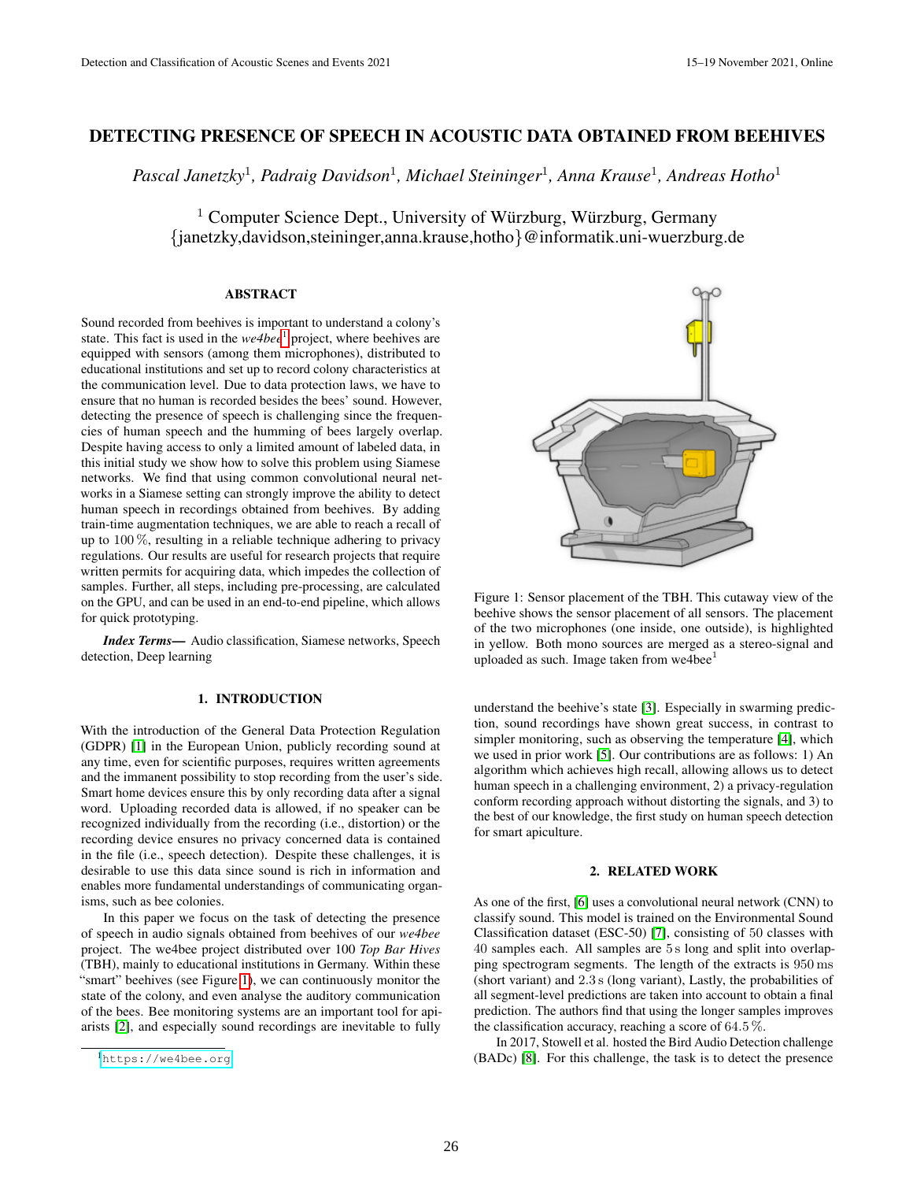# DETECTING PRESENCE OF SPEECH IN ACOUSTIC DATA OBTAINED FROM BEEHIVES

*Pascal Janetzky*[1], *Padraig Davidson*[1], *Michael Steininger*[1], *Anna Krause*[1], *Andreas Hotho*[1]

[1] Computer Science Dept., University of Würzburg, Würzburg, Germany
{janetzky,davidson,steininger,anna.krause,hotho}@informatik.uni-wuerzburg.de

## ABSTRACT

Sound recorded from beehives is important to understand a colony's state. This fact is used in the *we4bee*[1] project, where beehives are equipped with sensors (among them microphones), distributed to educational institutions and set up to record colony characteristics at the communication level. Due to data protection laws, we have to ensure that no human is recorded besides the bees' sound. However, detecting the presence of speech is challenging since the frequencies of human speech and the humming of bees largely overlap. Despite having access to only a limited amount of labeled data, in this initial study we show how to solve this problem using Siamese networks. We find that using common convolutional neural networks in a Siamese setting can strongly improve the ability to detect human speech in recordings obtained from beehives. By adding train-time augmentation techniques, we are able to reach a recall of up to 100 %, resulting in a reliable technique adhering to privacy regulations. Our results are useful for research projects that require written permits for acquiring data, which impedes the collection of samples. Further, all steps, including pre-processing, are calculated on the GPU, and can be used in an end-to-end pipeline, which allows for quick prototyping.

***Index Terms*—** Audio classification, Siamese networks, Speech detection, Deep learning

## 1. INTRODUCTION

With the introduction of the General Data Protection Regulation (GDPR) [1] in the European Union, publicly recording sound at any time, even for scientific purposes, requires written agreements and the immanent possibility to stop recording from the user's side. Smart home devices ensure this by only recording data after a signal word. Uploading recorded data is allowed, if no speaker can be recognized individually from the recording (i.e., distortion) or the recording device ensures no privacy concerned data is contained in the file (i.e., speech detection). Despite these challenges, it is desirable to use this data since sound is rich in information and enables more fundamental understandings of communicating organisms, such as bee colonies.

In this paper we focus on the task of detecting the presence of speech in audio signals obtained from beehives of our *we4bee* project. The we4bee project distributed over 100 *Top Bar Hives* (TBH), mainly to educational institutions in Germany. Within these "smart" beehives (see Figure 1), we can continuously monitor the state of the colony, and even analyse the auditory communication of the bees. Bee monitoring systems are an important tool for apiarists [2], and especially sound recordings are inevitable to fully understand the beehive's state [3]. Especially in swarming prediction, sound recordings have shown great success, in contrast to simpler monitoring, such as observing the temperature [4], which we used in prior work [5]. Our contributions are as follows: 1) An algorithm which achieves high recall, allowing allows us to detect human speech in a challenging environment, 2) a privacy-regulation conform recording approach without distorting the signals, and 3) to the best of our knowledge, the first study on human speech detection for smart apiculture.

Figure 1: Sensor placement of the TBH. This cutaway view of the beehive shows the sensor placement of all sensors. The placement of the two microphones (one inside, one outside), is highlighted in yellow. Both mono sources are merged as a stereo-signal and uploaded as such. Image taken from we4bee[1]

## 2. RELATED WORK

As one of the first, [6] uses a convolutional neural network (CNN) to classify sound. This model is trained on the Environmental Sound Classification dataset (ESC-50) [7], consisting of 50 classes with 40 samples each. All samples are 5 s long and split into overlapping spectrogram segments. The length of the extracts is 950 ms (short variant) and 2.3 s (long variant), Lastly, the probabilities of all segment-level predictions are taken into account to obtain a final prediction. The authors find that using the longer samples improves the classification accuracy, reaching a score of 64.5 %.

In 2017, Stowell et al. hosted the Bird Audio Detection challenge (BADc) [8]. For this challenge, the task is to detect the presence

[1] https://we4bee.org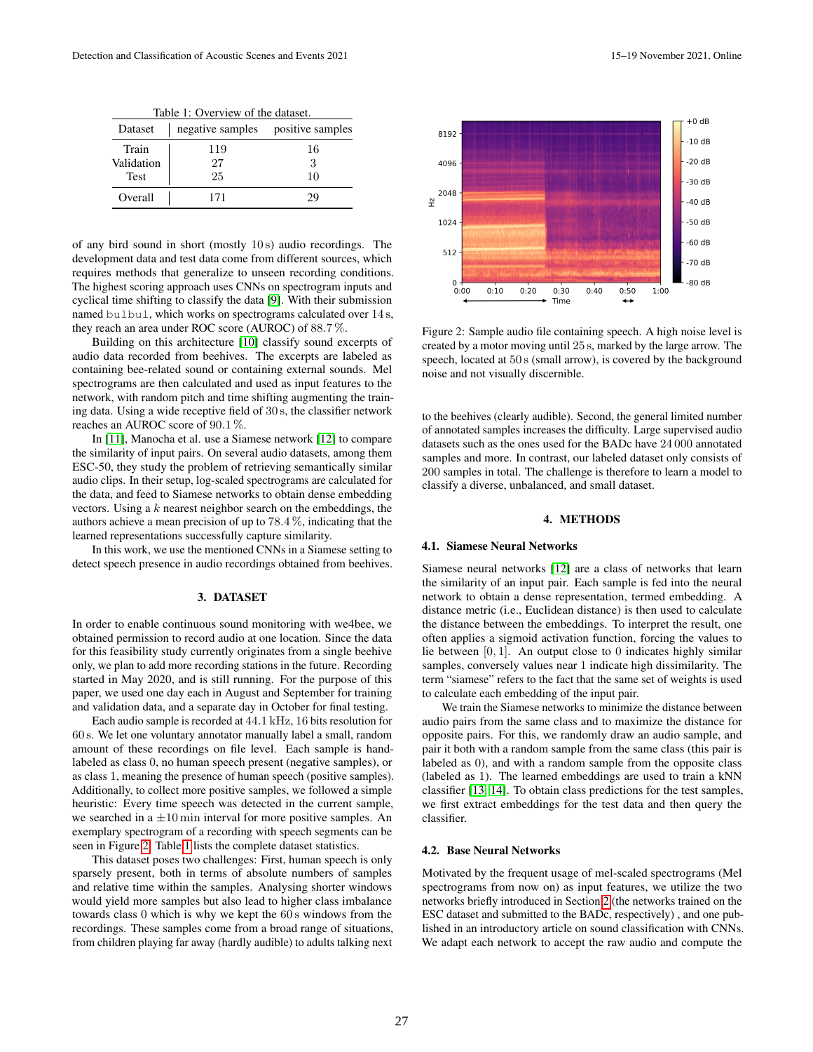Table 1: Overview of the dataset.

| Dataset | negative samples | positive samples |
|---|---|---|
| Train | 119 | 16 |
| Validation | 27 | 3 |
| Test | 25 | 10 |
| Overall | 171 | 29 |

of any bird sound in short (mostly 10 s) audio recordings. The development data and test data come from different sources, which requires methods that generalize to unseen recording conditions. The highest scoring approach uses CNNs on spectrogram inputs and cyclical time shifting to classify the data [9]. With their submission named `bulbul`, which works on spectrograms calculated over 14 s, they reach an area under ROC score (AUROC) of 88.7 %.

Building on this architecture [10] classify sound excerpts of audio data recorded from beehives. The excerpts are labeled as containing bee-related sound or containing external sounds. Mel spectrograms are then calculated and used as input features to the network, with random pitch and time shifting augmenting the training data. Using a wide receptive field of 30 s, the classifier network reaches an AUROC score of 90.1 %.

In [11], Manocha et al. use a Siamese network [12] to compare the similarity of input pairs. On several audio datasets, among them ESC-50, they study the problem of retrieving semantically similar audio clips. In their setup, log-scaled spectrograms are calculated for the data, and feed to Siamese networks to obtain dense embedding vectors. Using a $k$ nearest neighbor search on the embeddings, the authors achieve a mean precision of up to 78.4 %, indicating that the learned representations successfully capture similarity.

In this work, we use the mentioned CNNs in a Siamese setting to detect speech presence in audio recordings obtained from beehives.

## 3. DATASET

In order to enable continuous sound monitoring with we4bee, we obtained permission to record audio at one location. Since the data for this feasibility study currently originates from a single beehive only, we plan to add more recording stations in the future. Recording started in May 2020, and is still running. For the purpose of this paper, we used one day each in August and September for training and validation data, and a separate day in October for final testing.

Each audio sample is recorded at 44.1 kHz, 16 bits resolution for 60 s. We let one voluntary annotator manually label a small, random amount of these recordings on file level. Each sample is hand-labeled as class 0, no human speech present (negative samples), or as class 1, meaning the presence of human speech (positive samples). Additionally, to collect more positive samples, we followed a simple heuristic: Every time speech was detected in the current sample, we searched in a $\pm 10$ min interval for more positive samples. An exemplary spectrogram of a recording with speech segments can be seen in Figure 2. Table 1 lists the complete dataset statistics.

This dataset poses two challenges: First, human speech is only sparsely present, both in terms of absolute numbers of samples and relative time within the samples. Analysing shorter windows would yield more samples but also lead to higher class imbalance towards class 0 which is why we kept the 60 s windows from the recordings. These samples come from a broad range of situations, from children playing far away (hardly audible) to adults talking next to the beehives (clearly audible). Second, the general limited number of annotated samples increases the difficulty. Large supervised audio datasets such as the ones used for the BADc have 24 000 annotated samples and more. In contrast, our labeled dataset only consists of 200 samples in total. The challenge is therefore to learn a model to classify a diverse, unbalanced, and small dataset.

Figure 2: Sample audio file containing speech. A high noise level is created by a motor moving until 25 s, marked by the large arrow. The speech, located at 50 s (small arrow), is covered by the background noise and not visually discernible.

## 4. METHODS

### 4.1. Siamese Neural Networks

Siamese neural networks [12] are a class of networks that learn the similarity of an input pair. Each sample is fed into the neural network to obtain a dense representation, termed embedding. A distance metric (i.e., Euclidean distance) is then used to calculate the distance between the embeddings. To interpret the result, one often applies a sigmoid activation function, forcing the values to lie between $[0, 1]$. An output close to 0 indicates highly similar samples, conversely values near 1 indicate high dissimilarity. The term "siamese" refers to the fact that the same set of weights is used to calculate each embedding of the input pair.

We train the Siamese networks to minimize the distance between audio pairs from the same class and to maximize the distance for opposite pairs. For this, we randomly draw an audio sample, and pair it both with a random sample from the same class (this pair is labeled as 0), and with a random sample from the opposite class (labeled as 1). The learned embeddings are used to train a kNN classifier [13, 14]. To obtain class predictions for the test samples, we first extract embeddings for the test data and then query the classifier.

### 4.2. Base Neural Networks

Motivated by the frequent usage of mel-scaled spectrograms (Mel spectrograms from now on) as input features, we utilize the two networks briefly introduced in Section 2 (the networks trained on the ESC dataset and submitted to the BADc, respectively) , and one published in an introductory article on sound classification with CNNs. We adapt each network to accept the raw audio and compute the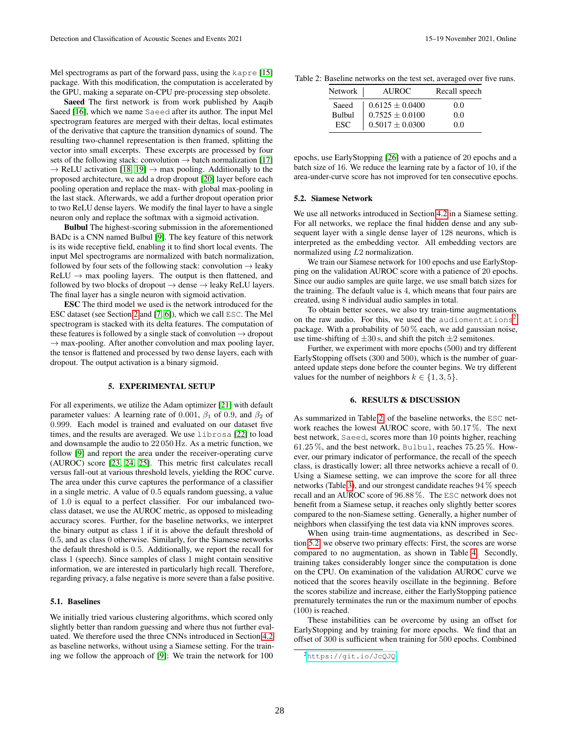Mel spectrograms as part of the forward pass, using the `kapre` [15] package. With this modification, the computation is accelerated by the GPU, making a separate on-CPU pre-processing step obsolete.

**Saeed** The first network is from work published by Aaqib Saeed [16], which we name `Saeed` after its author. The input Mel spectrogram features are merged with their deltas, local estimates of the derivative that capture the transition dynamics of sound. The resulting two-channel representation is then framed, splitting the vector into small excerpts. These excerpts are processed by four sets of the following stack: convolution → batch normalization [17] → ReLU activation [18, 19] → max pooling. Additionally to the proposed architecture, we add a drop dropout [20] layer before each pooling operation and replace the max- with global max-pooling in the last stack. Afterwards, we add a further dropout operation prior to two ReLU dense layers. We modify the final layer to have a single neuron only and replace the softmax with a sigmoid activation.

**Bulbul** The highest-scoring submission in the aforementioned BADc is a CNN named Bulbul [9]. The key feature of this network is its wide receptive field, enabling it to find short local events. The input Mel spectrograms are normalized with batch normalization, followed by four sets of the following stack: convolution → leaky ReLU → max pooling layers. The output is then flattened, and followed by two blocks of dropout → dense → leaky ReLU layers. The final layer has a single neuron with sigmoid activation.

**ESC** The third model we used is the network introduced for the ESC dataset (see Section 2 and [7, 6]), which we call `ESC`. The Mel spectrogram is stacked with its delta features. The computation of these features is followed by a single stack of convolution → dropout → max-pooling. After another convolution and max pooling layer, the tensor is flattened and processed by two dense layers, each with dropout. The output activation is a binary sigmoid.

## 5. EXPERIMENTAL SETUP

For all experiments, we utilize the Adam optimizer [21] with default parameter values: A learning rate of $0.001$, $\beta_1$ of $0.9$, and $\beta_2$ of $0.999$. Each model is trained and evaluated on our dataset five times, and the results are averaged. We use `librosa` [22] to load and downsample the audio to $22\,050$ Hz. As a metric function, we follow [9] and report the area under the receiver-operating curve (AUROC) score [23, 24, 25]. This metric first calculates recall versus fall-out at various threshold levels, yielding the ROC curve. The area under this curve captures the performance of a classifier in a single metric. A value of $0.5$ equals random guessing, a value of $1.0$ is equal to a perfect classifier. For our imbalanced two-class dataset, we use the AUROC metric, as opposed to misleading accuracy scores. Further, for the baseline networks, we interpret the binary output as class $1$ if it is above the default threshold of $0.5$, and as class $0$ otherwise. Similarly, for the Siamese networks the default threshold is $0.5$. Additionally, we report the recall for class $1$ (speech). Since samples of class $1$ might contain sensitive information, we are interested in particularly high recall. Therefore, regarding privacy, a false negative is more severe than a false positive.

### 5.1. Baselines

We initially tried various clustering algorithms, which scored only slightly better than random guessing and where thus not further evaluated. We therefore used the three CNNs introduced in Section 4.2 as baseline networks, without using a Siamese setting. For the training we follow the approach of [9]: We train the network for 100 epochs, use EarlyStopping [26] with a patience of 20 epochs and a batch size of 16. We reduce the learning rate by a factor of 10, if the area-under-curve score has not improved for ten consecutive epochs.

Table 2: Baseline networks on the test set, averaged over five runs.

| Network | AUROC | Recall speech |
| --- | --- | --- |
| Saeed | $0.6125 \pm 0.0400$ | 0.0 |
| Bulbul | $0.7525 \pm 0.0100$ | 0.0 |
| ESC | $0.5017 \pm 0.0300$ | 0.0 |

### 5.2. Siamese Network

We use all networks introduced in Section 4.2 in a Siamese setting. For all networks, we replace the final hidden dense and any subsequent layer with a single dense layer of 128 neurons, which is interpreted as the embedding vector. All embedding vectors are normalized using $L2$ normalization.

We train our Siamese network for 100 epochs and use EarlyStopping on the validation AUROC score with a patience of 20 epochs. Since our audio samples are quite large, we use small batch sizes for the training. The default value is $4$, which means that four pairs are created, using $8$ individual audio samples in total.

To obtain better scores, we also try train-time augmentations on the raw audio. For this, we used the `audiomentations`[2] package. With a probability of $50\,\%$ each, we add gaussian noise, use time-shifting of $\pm 30$ s, and shift the pitch $\pm 2$ semitones.

Further, we experiment with more epochs (500) and try different EarlyStopping offsets (300 and 500), which is the number of guaranteed update steps done before the counter begins. We try different values for the number of neighbors $k \in \{1, 3, 5\}$.

## 6. RESULTS & DISCUSSION

As summarized in Table 2, of the baseline networks, the `ESC` network reaches the lowest AUROC score, with $50.17\,\%$. The next best network, `Saeed`, scores more than 10 points higher, reaching $61.25\,\%$, and the best network, `Bulbul`, reaches $75.25\,\%$. However, our primary indicator of performance, the recall of the speech class, is drastically lower; all three networks achieve a recall of 0. Using a Siamese setting, we can improve the score for all three networks (Table 3), and our strongest candidate reaches $94\,\%$ speech recall and an AUROC score of $96.88\,\%$. The `ESC` network does not benefit from a Siamese setup, it reaches only slightly better scores compared to the non-Siamese setting. Generally, a higher number of neighbors when classifying the test data via kNN improves scores.

When using train-time augmentations, as described in Section 5.2, we observe two primary effects: First, the scores are worse compared to no augmentation, as shown in Table 4. Secondly, training takes considerably longer since the computation is done on the CPU. On examination of the validation AUROC curve we noticed that the scores heavily oscillate in the beginning. Before the scores stabilize and increase, either the EarlyStopping patience prematurely terminates the run or the maximum number of epochs (100) is reached.

These instabilities can be overcome by using an offset for EarlyStopping and by training for more epochs. We find that an offset of 300 is sufficient when training for 500 epochs. Combined

[2] https://git.io/JcQJQ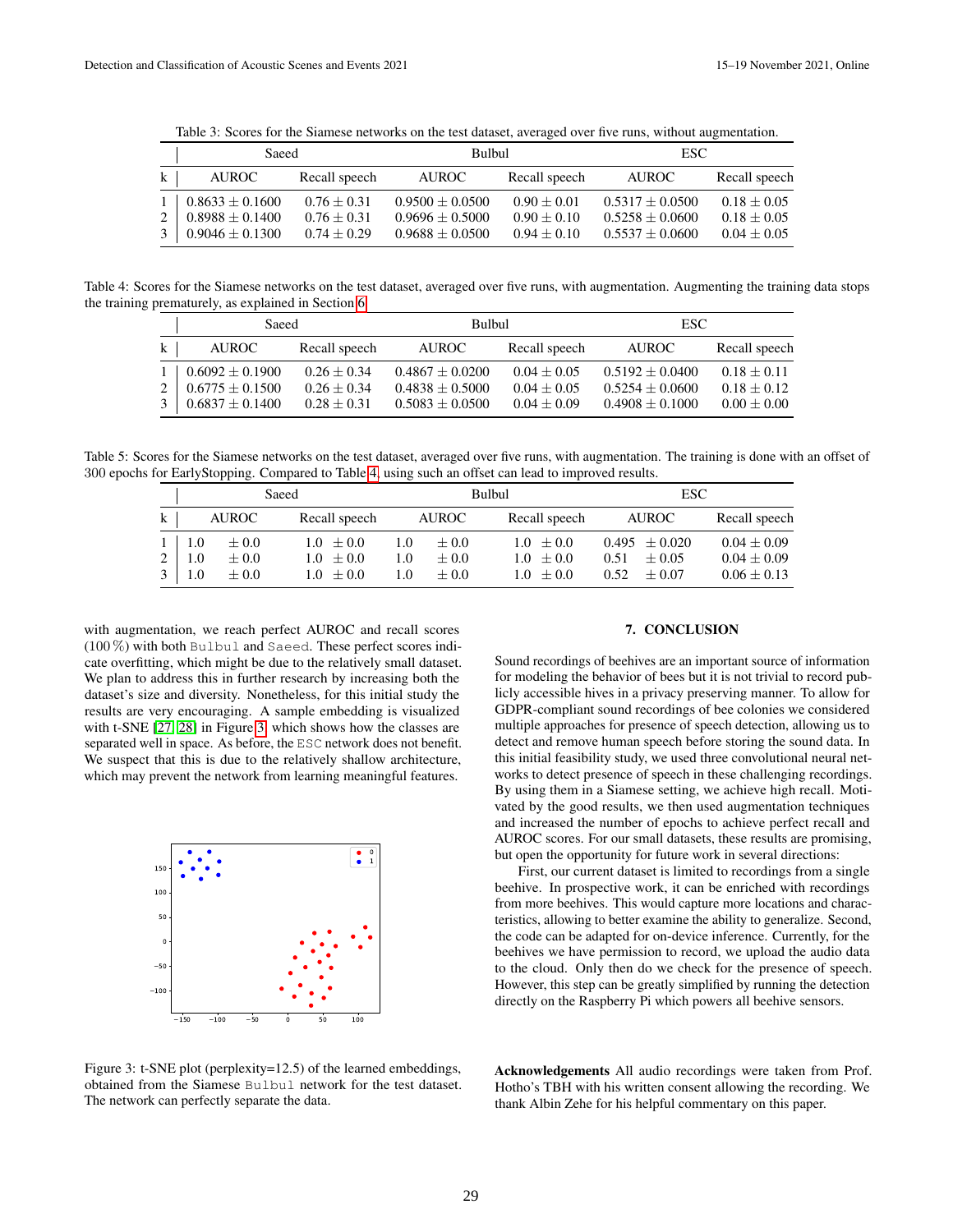Table 3: Scores for the Siamese networks on the test dataset, averaged over five runs, without augmentation.

| | Saeed | | Bulbul | | ESC | |
|---|---|---|---|---|---|---|
| k | AUROC | Recall speech | AUROC | Recall speech | AUROC | Recall speech |
| 1 | $0.8633 \pm 0.1600$ | $0.76 \pm 0.31$ | $0.9500 \pm 0.0500$ | $0.90 \pm 0.01$ | $0.5317 \pm 0.0500$ | $0.18 \pm 0.05$ |
| 2 | $0.8988 \pm 0.1400$ | $0.76 \pm 0.31$ | $0.9696 \pm 0.5000$ | $0.90 \pm 0.10$ | $0.5258 \pm 0.0600$ | $0.18 \pm 0.05$ |
| 3 | $0.9046 \pm 0.1300$ | $0.74 \pm 0.29$ | $0.9688 \pm 0.0500$ | $0.94 \pm 0.10$ | $0.5537 \pm 0.0600$ | $0.04 \pm 0.05$ |

Table 4: Scores for the Siamese networks on the test dataset, averaged over five runs, with augmentation. Augmenting the training data stops the training prematurely, as explained in Section 6.

| | Saeed | | Bulbul | | ESC | |
|---|---|---|---|---|---|---|
| k | AUROC | Recall speech | AUROC | Recall speech | AUROC | Recall speech |
| 1 | $0.6092 \pm 0.1900$ | $0.26 \pm 0.34$ | $0.4867 \pm 0.0200$ | $0.04 \pm 0.05$ | $0.5192 \pm 0.0400$ | $0.18 \pm 0.11$ |
| 2 | $0.6775 \pm 0.1500$ | $0.26 \pm 0.34$ | $0.4838 \pm 0.5000$ | $0.04 \pm 0.05$ | $0.5254 \pm 0.0600$ | $0.18 \pm 0.12$ |
| 3 | $0.6837 \pm 0.1400$ | $0.28 \pm 0.31$ | $0.5083 \pm 0.0500$ | $0.04 \pm 0.09$ | $0.4908 \pm 0.1000$ | $0.00 \pm 0.00$ |

Table 5: Scores for the Siamese networks on the test dataset, averaged over five runs, with augmentation. The training is done with an offset of 300 epochs for EarlyStopping. Compared to Table 4, using such an offset can lead to improved results.

| | Saeed | | Bulbul | | ESC | |
|---|---|---|---|---|---|---|
| k | AUROC | Recall speech | AUROC | Recall speech | AUROC | Recall speech |
| 1 | $1.0 \pm 0.0$ | $1.0 \pm 0.0$ | $1.0 \pm 0.0$ | $1.0 \pm 0.0$ | $0.495 \pm 0.020$ | $0.04 \pm 0.09$ |
| 2 | $1.0 \pm 0.0$ | $1.0 \pm 0.0$ | $1.0 \pm 0.0$ | $1.0 \pm 0.0$ | $0.51 \pm 0.05$ | $0.04 \pm 0.09$ |
| 3 | $1.0 \pm 0.0$ | $1.0 \pm 0.0$ | $1.0 \pm 0.0$ | $1.0 \pm 0.0$ | $0.52 \pm 0.07$ | $0.06 \pm 0.13$ |

with augmentation, we reach perfect AUROC and recall scores (100 %) with both `Bulbul` and `Saeed`. These perfect scores indicate overfitting, which might be due to the relatively small dataset. We plan to address this in further research by increasing both the dataset's size and diversity. Nonetheless, for this initial study the results are very encouraging. A sample embedding is visualized with t-SNE [27, 28] in Figure 3, which shows how the classes are separated well in space. As before, the `ESC` network does not benefit. We suspect that this is due to the relatively shallow architecture, which may prevent the network from learning meaningful features.

Figure 3: t-SNE plot (perplexity=12.5) of the learned embeddings, obtained from the Siamese `Bulbul` network for the test dataset. The network can perfectly separate the data.

## 7. CONCLUSION

Sound recordings of beehives are an important source of information for modeling the behavior of bees but it is not trivial to record publicly accessible hives in a privacy preserving manner. To allow for GDPR-compliant sound recordings of bee colonies we considered multiple approaches for presence of speech detection, allowing us to detect and remove human speech before storing the sound data. In this initial feasibility study, we used three convolutional neural networks to detect presence of speech in these challenging recordings. By using them in a Siamese setting, we achieve high recall. Motivated by the good results, we then used augmentation techniques and increased the number of epochs to achieve perfect recall and AUROC scores. For our small datasets, these results are promising, but open the opportunity for future work in several directions:

First, our current dataset is limited to recordings from a single beehive. In prospective work, it can be enriched with recordings from more beehives. This would capture more locations and characteristics, allowing to better examine the ability to generalize. Second, the code can be adapted for on-device inference. Currently, for the beehives we have permission to record, we upload the audio data to the cloud. Only then do we check for the presence of speech. However, this step can be greatly simplified by running the detection directly on the Raspberry Pi which powers all beehive sensors.

**Acknowledgements** All audio recordings were taken from Prof. Hotho's TBH with his written consent allowing the recording. We thank Albin Zehe for his helpful commentary on this paper.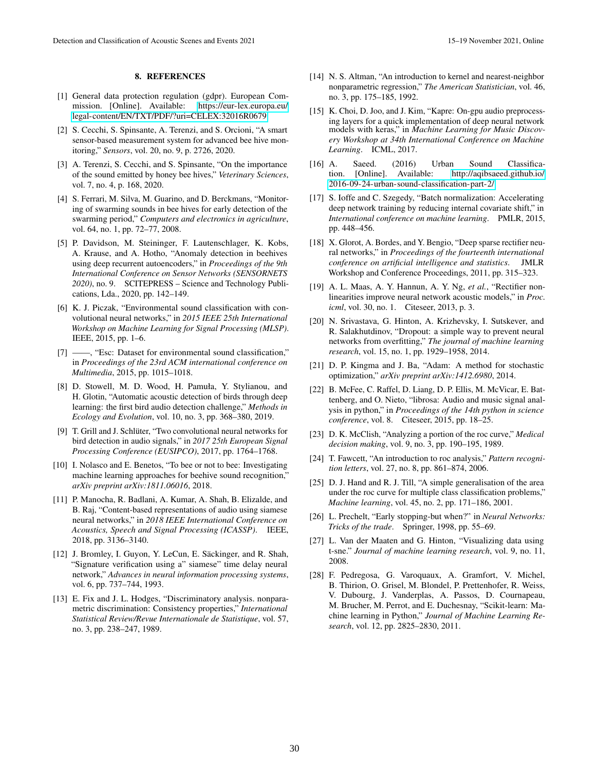## 8. REFERENCES

[1] General data protection regulation (gdpr). European Commission. [Online]. Available: https://eur-lex.europa.eu/legal-content/EN/TXT/PDF/?uri=CELEX:32016R0679

[2] S. Cecchi, S. Spinsante, A. Terenzi, and S. Orcioni, "A smart sensor-based measurement system for advanced bee hive monitoring," *Sensors*, vol. 20, no. 9, p. 2726, 2020.

[3] A. Terenzi, S. Cecchi, and S. Spinsante, "On the importance of the sound emitted by honey bee hives," *Veterinary Sciences*, vol. 7, no. 4, p. 168, 2020.

[4] S. Ferrari, M. Silva, M. Guarino, and D. Berckmans, "Monitoring of swarming sounds in bee hives for early detection of the swarming period," *Computers and electronics in agriculture*, vol. 64, no. 1, pp. 72–77, 2008.

[5] P. Davidson, M. Steininger, F. Lautenschlager, K. Kobs, A. Krause, and A. Hotho, "Anomaly detection in beehives using deep recurrent autoencoders," in *Proceedings of the 9th International Conference on Sensor Networks (SENSORNETS 2020)*, no. 9. SCITEPRESS – Science and Technology Publications, Lda., 2020, pp. 142–149.

[6] K. J. Piczak, "Environmental sound classification with convolutional neural networks," in *2015 IEEE 25th International Workshop on Machine Learning for Signal Processing (MLSP)*. IEEE, 2015, pp. 1–6.

[7] ——, "Esc: Dataset for environmental sound classification," in *Proceedings of the 23rd ACM international conference on Multimedia*, 2015, pp. 1015–1018.

[8] D. Stowell, M. D. Wood, H. Pamuła, Y. Stylianou, and H. Glotin, "Automatic acoustic detection of birds through deep learning: the first bird audio detection challenge," *Methods in Ecology and Evolution*, vol. 10, no. 3, pp. 368–380, 2019.

[9] T. Grill and J. Schlüter, "Two convolutional neural networks for bird detection in audio signals," in *2017 25th European Signal Processing Conference (EUSIPCO)*, 2017, pp. 1764–1768.

[10] I. Nolasco and E. Benetos, "To bee or not to bee: Investigating machine learning approaches for beehive sound recognition," *arXiv preprint arXiv:1811.06016*, 2018.

[11] P. Manocha, R. Badlani, A. Kumar, A. Shah, B. Elizalde, and B. Raj, "Content-based representations of audio using siamese neural networks," in *2018 IEEE International Conference on Acoustics, Speech and Signal Processing (ICASSP)*. IEEE, 2018, pp. 3136–3140.

[12] J. Bromley, I. Guyon, Y. LeCun, E. Säckinger, and R. Shah, "Signature verification using a" siamese" time delay neural network," *Advances in neural information processing systems*, vol. 6, pp. 737–744, 1993.

[13] E. Fix and J. L. Hodges, "Discriminatory analysis. nonparametric discrimination: Consistency properties," *International Statistical Review/Revue Internationale de Statistique*, vol. 57, no. 3, pp. 238–247, 1989.

[14] N. S. Altman, "An introduction to kernel and nearest-neighbor nonparametric regression," *The American Statistician*, vol. 46, no. 3, pp. 175–185, 1992.

[15] K. Choi, D. Joo, and J. Kim, "Kapre: On-gpu audio preprocessing layers for a quick implementation of deep neural network models with keras," in *Machine Learning for Music Discovery Workshop at 34th International Conference on Machine Learning*. ICML, 2017.

[16] A. Saeed. (2016) Urban Sound Classification. [Online]. Available: http://aqibsaeed.github.io/2016-09-24-urban-sound-classification-part-2/

[17] S. Ioffe and C. Szegedy, "Batch normalization: Accelerating deep network training by reducing internal covariate shift," in *International conference on machine learning*. PMLR, 2015, pp. 448–456.

[18] X. Glorot, A. Bordes, and Y. Bengio, "Deep sparse rectifier neural networks," in *Proceedings of the fourteenth international conference on artificial intelligence and statistics*. JMLR Workshop and Conference Proceedings, 2011, pp. 315–323.

[19] A. L. Maas, A. Y. Hannun, A. Y. Ng, *et al.*, "Rectifier nonlinearities improve neural network acoustic models," in *Proc. icml*, vol. 30, no. 1. Citeseer, 2013, p. 3.

[20] N. Srivastava, G. Hinton, A. Krizhevsky, I. Sutskever, and R. Salakhutdinov, "Dropout: a simple way to prevent neural networks from overfitting," *The journal of machine learning research*, vol. 15, no. 1, pp. 1929–1958, 2014.

[21] D. P. Kingma and J. Ba, "Adam: A method for stochastic optimization," *arXiv preprint arXiv:1412.6980*, 2014.

[22] B. McFee, C. Raffel, D. Liang, D. P. Ellis, M. McVicar, E. Battenberg, and O. Nieto, "librosa: Audio and music signal analysis in python," in *Proceedings of the 14th python in science conference*, vol. 8. Citeseer, 2015, pp. 18–25.

[23] D. K. McClish, "Analyzing a portion of the roc curve," *Medical decision making*, vol. 9, no. 3, pp. 190–195, 1989.

[24] T. Fawcett, "An introduction to roc analysis," *Pattern recognition letters*, vol. 27, no. 8, pp. 861–874, 2006.

[25] D. J. Hand and R. J. Till, "A simple generalisation of the area under the roc curve for multiple class classification problems," *Machine learning*, vol. 45, no. 2, pp. 171–186, 2001.

[26] L. Prechelt, "Early stopping-but when?" in *Neural Networks: Tricks of the trade*. Springer, 1998, pp. 55–69.

[27] L. Van der Maaten and G. Hinton, "Visualizing data using t-sne." *Journal of machine learning research*, vol. 9, no. 11, 2008.

[28] F. Pedregosa, G. Varoquaux, A. Gramfort, V. Michel, B. Thirion, O. Grisel, M. Blondel, P. Prettenhofer, R. Weiss, V. Dubourg, J. Vanderplas, A. Passos, D. Cournapeau, M. Brucher, M. Perrot, and E. Duchesnay, "Scikit-learn: Machine learning in Python," *Journal of Machine Learning Research*, vol. 12, pp. 2825–2830, 2011.